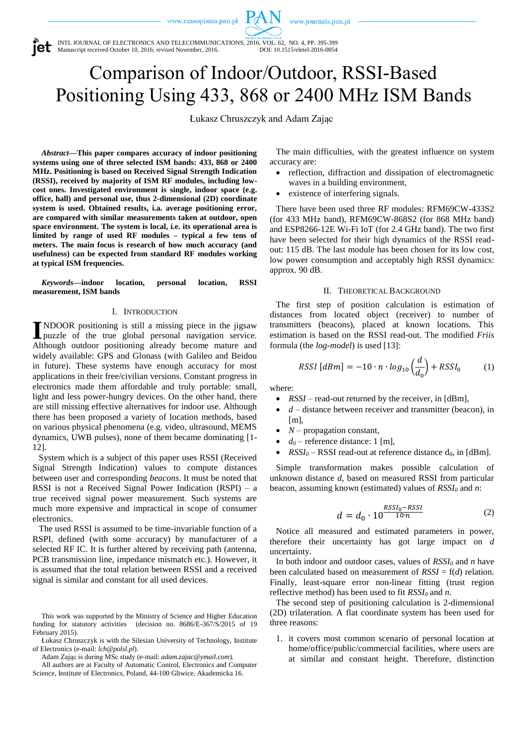# Comparison of Indoor/Outdoor, RSSI-Based Positioning Using 433, 868 or 2400 MHz ISM Bands

Łukasz Chruszczyk and Adam Zając

***Abstract*—This paper compares accuracy of indoor positioning systems using one of three selected ISM bands: 433, 868 or 2400 MHz. Positioning is based on Received Signal Strength Indication (RSSI), received by majority of ISM RF modules, including low-cost ones. Investigated environment is single, indoor space (e.g. office, hall) and personal use, thus 2-dimensional (2D) coordinate system is used. Obtained results, i.a. average positioning error, are compared with similar measurements taken at outdoor, open space environment. The system is local, i.e. its operational area is limited by range of used RF modules – typical a few tens of meters. The main focus is research of how much accuracy (and usefulness) can be expected from standard RF modules working at typical ISM frequencies.**

***Keywords*—indoor location, personal location, RSSI measurement, ISM bands**

## I. Introduction

INDOOR positioning is still a missing piece in the jigsaw puzzle of the true global personal navigation service. Although outdoor positioning already become mature and widely available: GPS and Glonass (with Galileo and Beidou in future). These systems have enough accuracy for most applications in their free/civilian versions. Constant progress in electronics made them affordable and truly portable: small, light and less power-hungry devices. On the other hand, there are still missing effective alternatives for indoor use. Although there has been proposed a variety of location methods, based on various physical phenomena (e.g. video, ultrasound, MEMS dynamics, UWB pulses), none of them became dominating [1-12].

System which is a subject of this paper uses RSSI (Received Signal Strength Indication) values to compute distances between user and corresponding *beacons*. It must be noted that RSSI is not a Received Signal Power Indication (RSPI) – a true received signal power measurement. Such systems are much more expensive and impractical in scope of consumer electronics.

The used RSSI is assumed to be time-invariable function of a RSPI, defined (with some accuracy) by manufacturer of a selected RF IC. It is further altered by receiving path (antenna, PCB transmission line, impedance mismatch etc.). However, it is assumed that the total relation between RSSI and a received signal is similar and constant for all used devices.

The main difficulties, with the greatest influence on system accuracy are:

- reflection, diffraction and dissipation of electromagnetic waves in a building environment,
- existence of interfering signals.

There have been used three RF modules: RFM69CW-433S2 (for 433 MHz band), RFM69CW-868S2 (for 868 MHz band) and ESP8266-12E Wi-Fi IoT (for 2.4 GHz band). The two first have been selected for their high dynamics of the RSSI read-out: 115 dB. The last module has been chosen for its low cost, low power consumption and acceptably high RSSI dynamics: approx. 90 dB.

## II. Theoretical Background

The first step of position calculation is estimation of distances from located object (receiver) to number of transmitters (beacons), placed at known locations. This estimation is based on the RSSI read-out. The modified *Friis* formula (the *log-model*) is used [13]:

$$RSSI\ [dBm] = -10 \cdot n \cdot log_{10}\left(\frac{d}{d_0}\right) + RSSI_0 \qquad (1)$$

where:

- *RSSI* – read-out returned by the receiver, in [dBm],
- $d$ – distance between receiver and transmitter (beacon), in [m],
- $N$ – propagation constant,
- $d_0$ – reference distance: 1 [m],
- $RSSI_0$ – RSSI read-out at reference distance $d_0$, in [dBm].

Simple transformation makes possible calculation of unknown distance $d$, based on measured RSSI from particular beacon, assuming known (estimated) values of $RSSI_0$ and $n$:

$$d = d_0 \cdot 10^{\frac{RSSI_0 - RSSI}{10 \cdot n}} \qquad (2)$$

Notice all measured and estimated parameters in power, therefore their uncertainty has got large impact on $d$ uncertainty.

In both indoor and outdoor cases, values of $RSSI_0$ and $n$ have been calculated based on measurement of $RSSI = f(d)$ relation. Finally, least-square error non-linear fitting (trust region reflective method) has been used to fit $RSSI_0$ and $n$.

The second step of positioning calculation is 2-dimensional (2D) trilateration. A flat coordinate system has been used for three reasons:

1. it covers most common scenario of personal location at home/office/public/commercial facilities, where users are at similar and constant height. Therefore, distinction

---

This work was supported by the Ministry of Science and Higher Education funding for statutory activities (decision no. 8686/E-367/S/2015 of 19 February 2015).

Łukasz Chruszczyk is with the Silesian University of Technology, Institute of Electronics (e-mail: *lch@polsl.pl*).

Adam Zając is during MSc study (e-mail: *adam.zajac@ymail.com*).

All authors are at Faculty of Automatic Control, Electronics and Computer Science, Institute of Electronics, Poland, 44-100 Gliwice, Akademicka 16.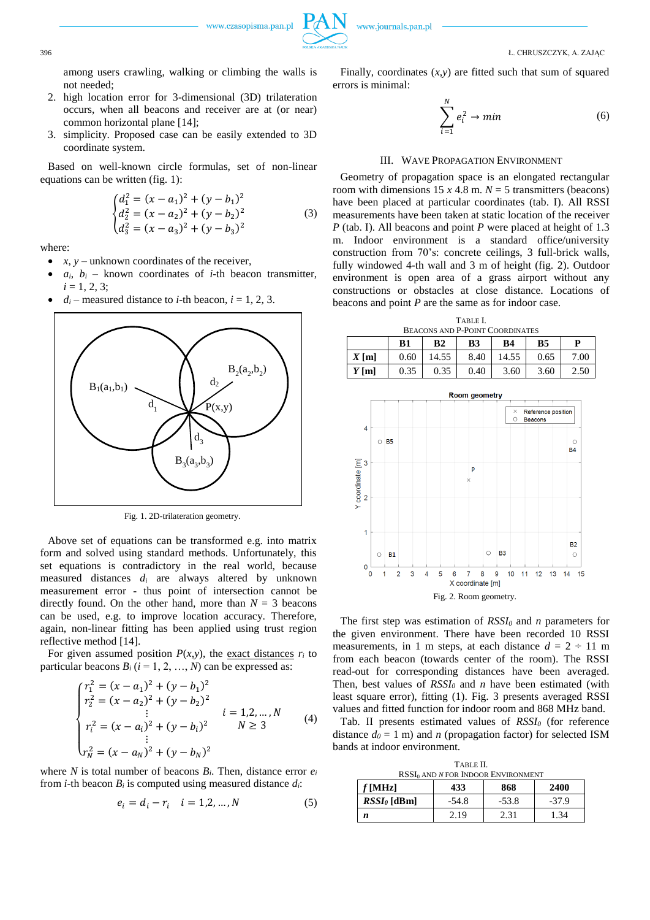among users crawling, walking or climbing the walls is not needed;

2. high location error for 3-dimensional (3D) trilateration occurs, when all beacons and receiver are at (or near) common horizontal plane [14];
3. simplicity. Proposed case can be easily extended to 3D coordinate system.

Based on well-known circle formulas, set of non-linear equations can be written (fig. 1):

$$\begin{cases} d_1^2 = (x-a_1)^2 + (y-b_1)^2 \\ d_2^2 = (x-a_2)^2 + (y-b_2)^2 \\ d_3^2 = (x-a_3)^2 + (y-b_3)^2 \end{cases} \quad (3)$$

where:

- $x$, $y$ – unknown coordinates of the receiver,
- $a_i$, $b_i$ – known coordinates of $i$-th beacon transmitter, $i = 1, 2, 3$;
- $d_i$ – measured distance to $i$-th beacon, $i = 1, 2, 3$.

Fig. 1. 2D-trilateration geometry.

Above set of equations can be transformed e.g. into matrix form and solved using standard methods. Unfortunately, this set equations is contradictory in the real world, because measured distances $d_i$ are always altered by unknown measurement error - thus point of intersection cannot be directly found. On the other hand, more than $N = 3$ beacons can be used, e.g. to improve location accuracy. Therefore, again, non-linear fitting has been applied using trust region reflective method [14].

For given assumed position $P(x,y)$, the exact distances $r_i$ to particular beacons $B_i$ ($i = 1, 2, \ldots, N$) can be expressed as:

$$\begin{cases} r_1^2 = (x-a_1)^2 + (y-b_1)^2 \\ r_2^2 = (x-a_2)^2 + (y-b_2)^2 \\ \vdots \\ r_i^2 = (x-a_i)^2 + (y-b_i)^2 \\ \vdots \\ r_N^2 = (x-a_N)^2 + (y-b_N)^2 \end{cases} \quad \begin{matrix} i = 1,2,\ldots,N \\ N \geq 3 \end{matrix} \quad (4)$$

where $N$ is total number of beacons $B_i$. Then, distance error $e_i$ from $i$-th beacon $B_i$ is computed using measured distance $d_i$:

$$e_i = d_i - r_i \quad i = 1,2,\ldots,N \quad (5)$$

Finally, coordinates $(x,y)$ are fitted such that sum of squared errors is minimal:

$$\sum_{i=1}^{N} e_i^2 \rightarrow min \quad (6)$$

## III. Wave Propagation Environment

Geometry of propagation space is an elongated rectangular room with dimensions 15 *x* 4.8 m. $N = 5$ transmitters (beacons) have been placed at particular coordinates (tab. I). All RSSI measurements have been taken at static location of the receiver $P$ (tab. I). All beacons and point $P$ were placed at height of 1.3 m. Indoor environment is a standard office/university construction from 70's: concrete ceilings, 3 full-brick walls, fully windowed 4-th wall and 3 m of height (fig. 2). Outdoor environment is open area of a grass airport without any constructions or obstacles at close distance. Locations of beacons and point $P$ are the same as for indoor case.

Table I.
Beacons and P-Point Coordinates

| | B1 | B2 | B3 | B4 | B5 | P |
|---|---|---|---|---|---|---|
| ***X* [m]** | 0.60 | 14.55 | 8.40 | 14.55 | 0.65 | 7.00 |
| ***Y* [m]** | 0.35 | 0.35 | 0.40 | 3.60 | 3.60 | 2.50 |

Fig. 2. Room geometry.

The first step was estimation of $RSSI_0$ and $n$ parameters for the given environment. There have been recorded 10 RSSI measurements, in 1 m steps, at each distance $d = 2 \div 11$ m from each beacon (towards center of the room). The RSSI read-out for corresponding distances have been averaged. Then, best values of $RSSI_0$ and $n$ have been estimated (with least square error), fitting (1). Fig. 3 presents averaged RSSI values and fitted function for indoor room and 868 MHz band.

Tab. II presents estimated values of $RSSI_0$ (for reference distance $d_0 = 1$ m) and $n$ (propagation factor) for selected ISM bands at indoor environment.

Table II.
$RSSI_0$ and $n$ for Indoor Environment

| ***f* [MHz]** | 433 | 868 | 2400 |
|---|---|---|---|
| ***RSSI₀* [dBm]** | -54.8 | -53.8 | -37.9 |
| ***n*** | 2.19 | 2.31 | 1.34 |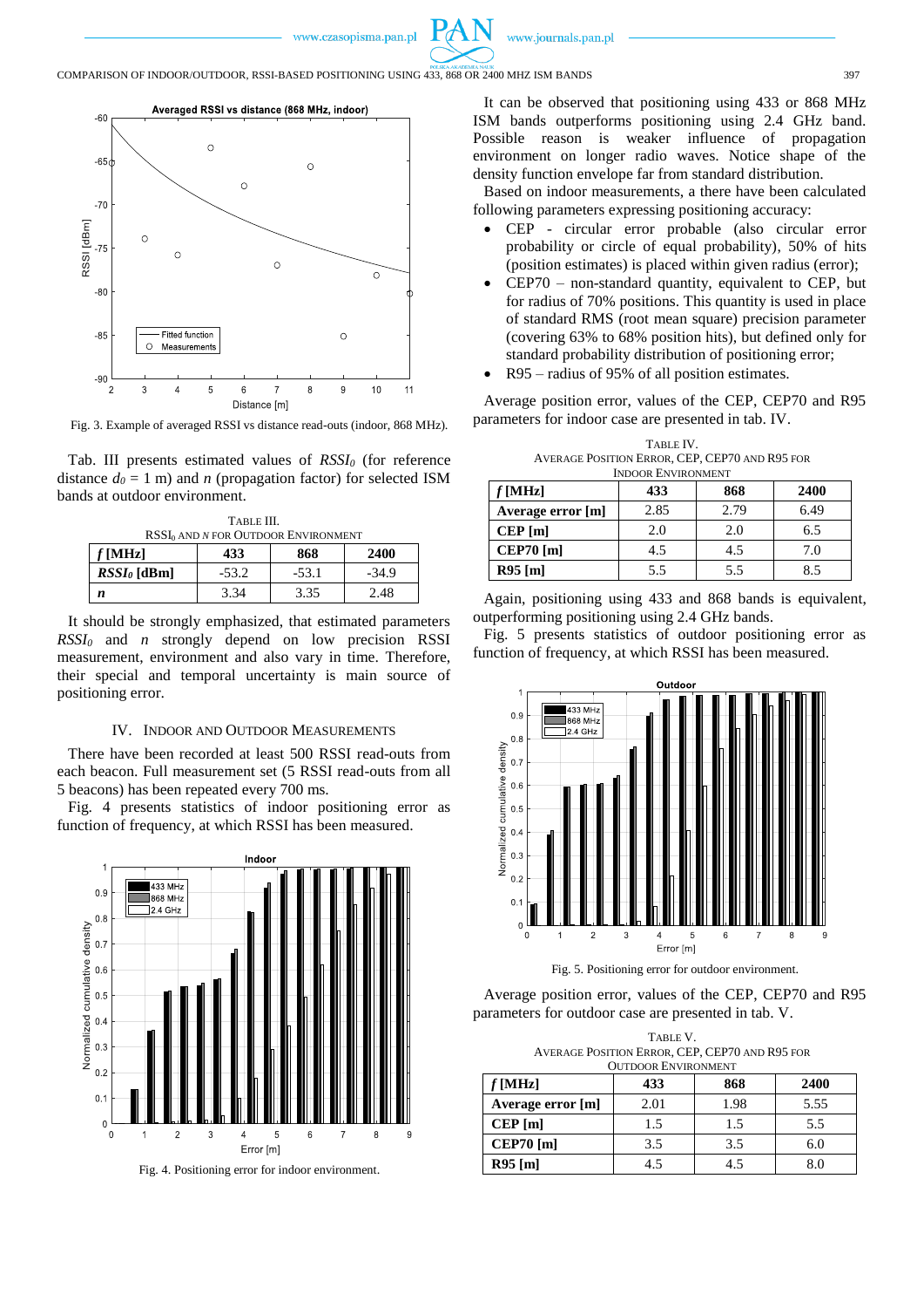Fig. 3. Example of averaged RSSI vs distance read-outs (indoor, 868 MHz).

Tab. III presents estimated values of $RSSI_0$ (for reference distance $d_0 = 1$ m) and $n$ (propagation factor) for selected ISM bands at outdoor environment.

TABLE III.
$RSSI_0$ AND $N$ FOR OUTDOOR ENVIRONMENT

| *f* [MHz] | 433 | 868 | 2400 |
|---|---|---|---|
| $RSSI_0$ [dBm] | -53.2 | -53.1 | -34.9 |
| $n$ | 3.34 | 3.35 | 2.48 |

It should be strongly emphasized, that estimated parameters $RSSI_0$ and $n$ strongly depend on low precision RSSI measurement, environment and also vary in time. Therefore, their special and temporal uncertainty is main source of positioning error.

## IV. Indoor and Outdoor Measurements

There have been recorded at least 500 RSSI read-outs from each beacon. Full measurement set (5 RSSI read-outs from all 5 beacons) has been repeated every 700 ms.

Fig. 4 presents statistics of indoor positioning error as function of frequency, at which RSSI has been measured.

Fig. 4. Positioning error for indoor environment.

It can be observed that positioning using 433 or 868 MHz ISM bands outperforms positioning using 2.4 GHz band. Possible reason is weaker influence of propagation environment on longer radio waves. Notice shape of the density function envelope far from standard distribution.

Based on indoor measurements, a there have been calculated following parameters expressing positioning accuracy:

- CEP - circular error probable (also circular error probability or circle of equal probability), 50% of hits (position estimates) is placed within given radius (error);
- CEP70 – non-standard quantity, equivalent to CEP, but for radius of 70% positions. This quantity is used in place of standard RMS (root mean square) precision parameter (covering 63% to 68% position hits), but defined only for standard probability distribution of positioning error;
- R95 – radius of 95% of all position estimates.

Average position error, values of the CEP, CEP70 and R95 parameters for indoor case are presented in tab. IV.

TABLE IV.
AVERAGE POSITION ERROR, CEP, CEP70 AND R95 FOR INDOOR ENVIRONMENT

| *f* [MHz] | 433 | 868 | 2400 |
|---|---|---|---|
| **Average error [m]** | 2.85 | 2.79 | 6.49 |
| **CEP [m]** | 2.0 | 2.0 | 6.5 |
| **CEP70 [m]** | 4.5 | 4.5 | 7.0 |
| **R95 [m]** | 5.5 | 5.5 | 8.5 |

Again, positioning using 433 and 868 bands is equivalent, outperforming positioning using 2.4 GHz bands.

Fig. 5 presents statistics of outdoor positioning error as function of frequency, at which RSSI has been measured.

Fig. 5. Positioning error for outdoor environment.

Average position error, values of the CEP, CEP70 and R95 parameters for outdoor case are presented in tab. V.

TABLE V.
AVERAGE POSITION ERROR, CEP, CEP70 AND R95 FOR OUTDOOR ENVIRONMENT

| *f* [MHz] | 433 | 868 | 2400 |
|---|---|---|---|
| **Average error [m]** | 2.01 | 1.98 | 5.55 |
| **CEP [m]** | 1.5 | 1.5 | 5.5 |
| **CEP70 [m]** | 3.5 | 3.5 | 6.0 |
| **R95 [m]** | 4.5 | 4.5 | 8.0 |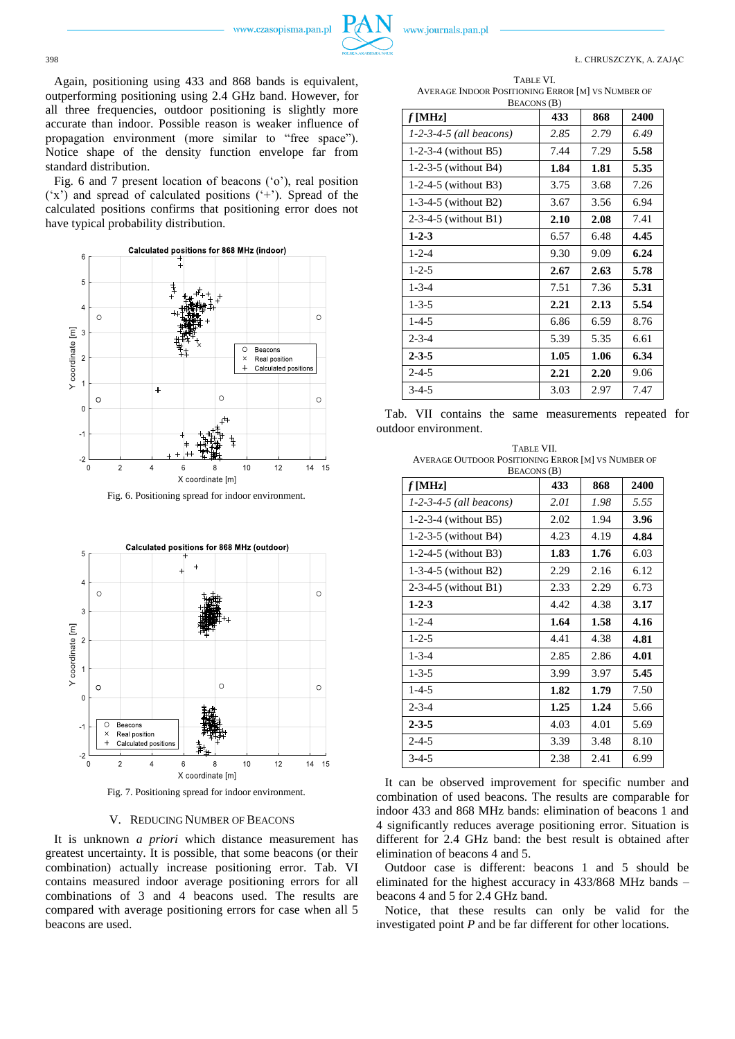Again, positioning using 433 and 868 bands is equivalent, outperforming positioning using 2.4 GHz band. However, for all three frequencies, outdoor positioning is slightly more accurate than indoor. Possible reason is weaker influence of propagation environment (more similar to "free space"). Notice shape of the density function envelope far from standard distribution.

Fig. 6 and 7 present location of beacons ('o'), real position ('x') and spread of calculated positions ('+'). Spread of the calculated positions confirms that positioning error does not have typical probability distribution.

Fig. 6. Positioning spread for indoor environment.

Fig. 7. Positioning spread for indoor environment.

## V. Reducing Number of Beacons

It is unknown *a priori* which distance measurement has greatest uncertainty. It is possible, that some beacons (or their combination) actually increase positioning error. Tab. VI contains measured indoor average positioning errors for all combinations of 3 and 4 beacons used. The results are compared with average positioning errors for case when all 5 beacons are used.

TABLE VI.
AVERAGE INDOOR POSITIONING ERROR [M] VS NUMBER OF BEACONS (B)

| *f* [MHz] | 433 | 868 | 2400 |
|---|---|---|---|
| *1-2-3-4-5 (all beacons)* | *2.85* | *2.79* | *6.49* |
| 1-2-3-4 (without B5) | 7.44 | 7.29 | **5.58** |
| 1-2-3-5 (without B4) | **1.84** | **1.81** | **5.35** |
| 1-2-4-5 (without B3) | 3.75 | 3.68 | 7.26 |
| 1-3-4-5 (without B2) | 3.67 | 3.56 | 6.94 |
| 2-3-4-5 (without B1) | **2.10** | **2.08** | 7.41 |
| **1-2-3** | 6.57 | 6.48 | **4.45** |
| 1-2-4 | 9.30 | 9.09 | **6.24** |
| 1-2-5 | **2.67** | **2.63** | **5.78** |
| 1-3-4 | 7.51 | 7.36 | **5.31** |
| 1-3-5 | **2.21** | **2.13** | **5.54** |
| 1-4-5 | 6.86 | 6.59 | 8.76 |
| 2-3-4 | 5.39 | 5.35 | 6.61 |
| **2-3-5** | **1.05** | **1.06** | **6.34** |
| 2-4-5 | **2.21** | **2.20** | 9.06 |
| 3-4-5 | 3.03 | 2.97 | 7.47 |

Tab. VII contains the same measurements repeated for outdoor environment.

TABLE VII.
AVERAGE OUTDOOR POSITIONING ERROR [M] VS NUMBER OF BEACONS (B)

| *f* [MHz] | 433 | 868 | 2400 |
|---|---|---|---|
| *1-2-3-4-5 (all beacons)* | *2.01* | *1.98* | *5.55* |
| 1-2-3-4 (without B5) | 2.02 | 1.94 | **3.96** |
| 1-2-3-5 (without B4) | 4.23 | 4.19 | **4.84** |
| 1-2-4-5 (without B3) | **1.83** | **1.76** | 6.03 |
| 1-3-4-5 (without B2) | 2.29 | 2.16 | 6.12 |
| 2-3-4-5 (without B1) | 2.33 | 2.29 | 6.73 |
| **1-2-3** | 4.42 | 4.38 | **3.17** |
| 1-2-4 | **1.64** | **1.58** | **4.16** |
| 1-2-5 | 4.41 | 4.38 | **4.81** |
| 1-3-4 | 2.85 | 2.86 | **4.01** |
| 1-3-5 | 3.99 | 3.97 | **5.45** |
| 1-4-5 | **1.82** | **1.79** | 7.50 |
| 2-3-4 | **1.25** | **1.24** | 5.66 |
| **2-3-5** | 4.03 | 4.01 | 5.69 |
| 2-4-5 | 3.39 | 3.48 | 8.10 |
| 3-4-5 | 2.38 | 2.41 | 6.99 |

It can be observed improvement for specific number and combination of used beacons. The results are comparable for indoor 433 and 868 MHz bands: elimination of beacons 1 and 4 significantly reduces average positioning error. Situation is different for 2.4 GHz band: the best result is obtained after elimination of beacons 4 and 5.

Outdoor case is different: beacons 1 and 5 should be eliminated for the highest accuracy in 433/868 MHz bands – beacons 4 and 5 for 2.4 GHz band.

Notice, that these results can only be valid for the investigated point *P* and be far different for other locations.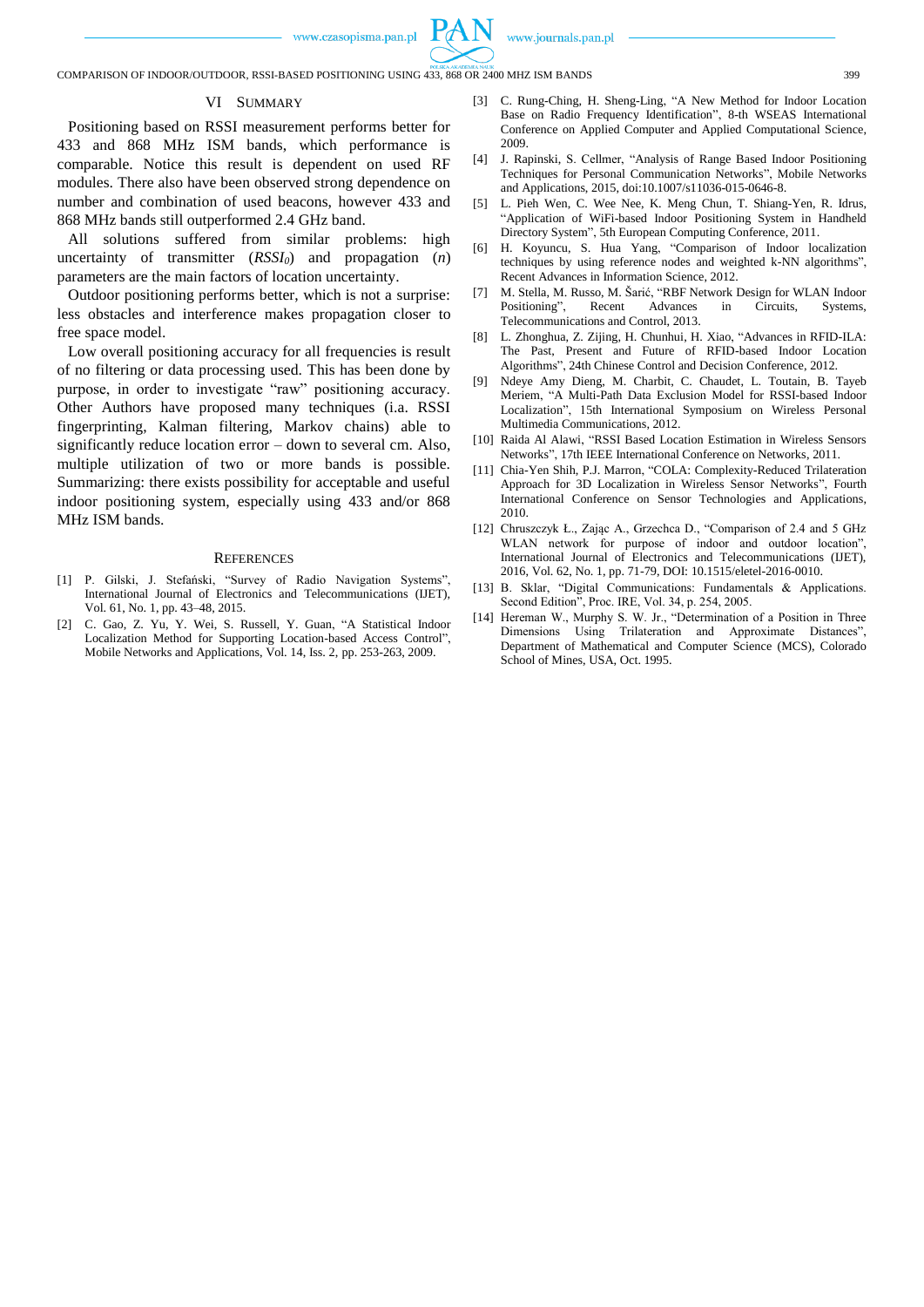## VI Summary

Positioning based on RSSI measurement performs better for 433 and 868 MHz ISM bands, which performance is comparable. Notice this result is dependent on used RF modules. There also have been observed strong dependence on number and combination of used beacons, however 433 and 868 MHz bands still outperformed 2.4 GHz band.

All solutions suffered from similar problems: high uncertainty of transmitter ($RSSI_0$) and propagation ($n$) parameters are the main factors of location uncertainty.

Outdoor positioning performs better, which is not a surprise: less obstacles and interference makes propagation closer to free space model.

Low overall positioning accuracy for all frequencies is result of no filtering or data processing used. This has been done by purpose, in order to investigate "raw" positioning accuracy. Other Authors have proposed many techniques (i.a. RSSI fingerprinting, Kalman filtering, Markov chains) able to significantly reduce location error – down to several cm. Also, multiple utilization of two or more bands is possible. Summarizing: there exists possibility for acceptable and useful indoor positioning system, especially using 433 and/or 868 MHz ISM bands.

## References

[1] P. Gilski, J. Stefański, "Survey of Radio Navigation Systems", International Journal of Electronics and Telecommunications (IJET), Vol. 61, No. 1, pp. 43–48, 2015.

[2] C. Gao, Z. Yu, Y. Wei, S. Russell, Y. Guan, "A Statistical Indoor Localization Method for Supporting Location-based Access Control", Mobile Networks and Applications, Vol. 14, Iss. 2, pp. 253-263, 2009.

[3] C. Rung-Ching, H. Sheng-Ling, "A New Method for Indoor Location Base on Radio Frequency Identification", 8-th WSEAS International Conference on Applied Computer and Applied Computational Science, 2009.

[4] J. Rapinski, S. Cellmer, "Analysis of Range Based Indoor Positioning Techniques for Personal Communication Networks", Mobile Networks and Applications, 2015, doi:10.1007/s11036-015-0646-8.

[5] L. Pieh Wen, C. Wee Nee, K. Meng Chun, T. Shiang-Yen, R. Idrus, "Application of WiFi-based Indoor Positioning System in Handheld Directory System", 5th European Computing Conference, 2011.

[6] H. Koyuncu, S. Hua Yang, "Comparison of Indoor localization techniques by using reference nodes and weighted k-NN algorithms", Recent Advances in Information Science, 2012.

[7] M. Stella, M. Russo, M. Šarić, "RBF Network Design for WLAN Indoor Positioning", Recent Advances in Circuits, Systems, Telecommunications and Control, 2013.

[8] L. Zhonghua, Z. Zijing, H. Chunhui, H. Xiao, "Advances in RFID-ILA: The Past, Present and Future of RFID-based Indoor Location Algorithms", 24th Chinese Control and Decision Conference, 2012.

[9] Ndeye Amy Dieng, M. Charbit, C. Chaudet, L. Toutain, B. Tayeb Meriem, "A Multi-Path Data Exclusion Model for RSSI-based Indoor Localization", 15th International Symposium on Wireless Personal Multimedia Communications, 2012.

[10] Raida Al Alawi, "RSSI Based Location Estimation in Wireless Sensors Networks", 17th IEEE International Conference on Networks, 2011.

[11] Chia-Yen Shih, P.J. Marron, "COLA: Complexity-Reduced Trilateration Approach for 3D Localization in Wireless Sensor Networks", Fourth International Conference on Sensor Technologies and Applications, 2010.

[12] Chruszczyk Ł., Zając A., Grzechca D., "Comparison of 2.4 and 5 GHz WLAN network for purpose of indoor and outdoor location", International Journal of Electronics and Telecommunications (IJET), 2016, Vol. 62, No. 1, pp. 71-79, DOI: 10.1515/eletel-2016-0010.

[13] B. Sklar, "Digital Communications: Fundamentals & Applications. Second Edition", Proc. IRE, Vol. 34, p. 254, 2005.

[14] Hereman W., Murphy S. W. Jr., "Determination of a Position in Three Dimensions Using Trilateration and Approximate Distances", Department of Mathematical and Computer Science (MCS), Colorado School of Mines, USA, Oct. 1995.